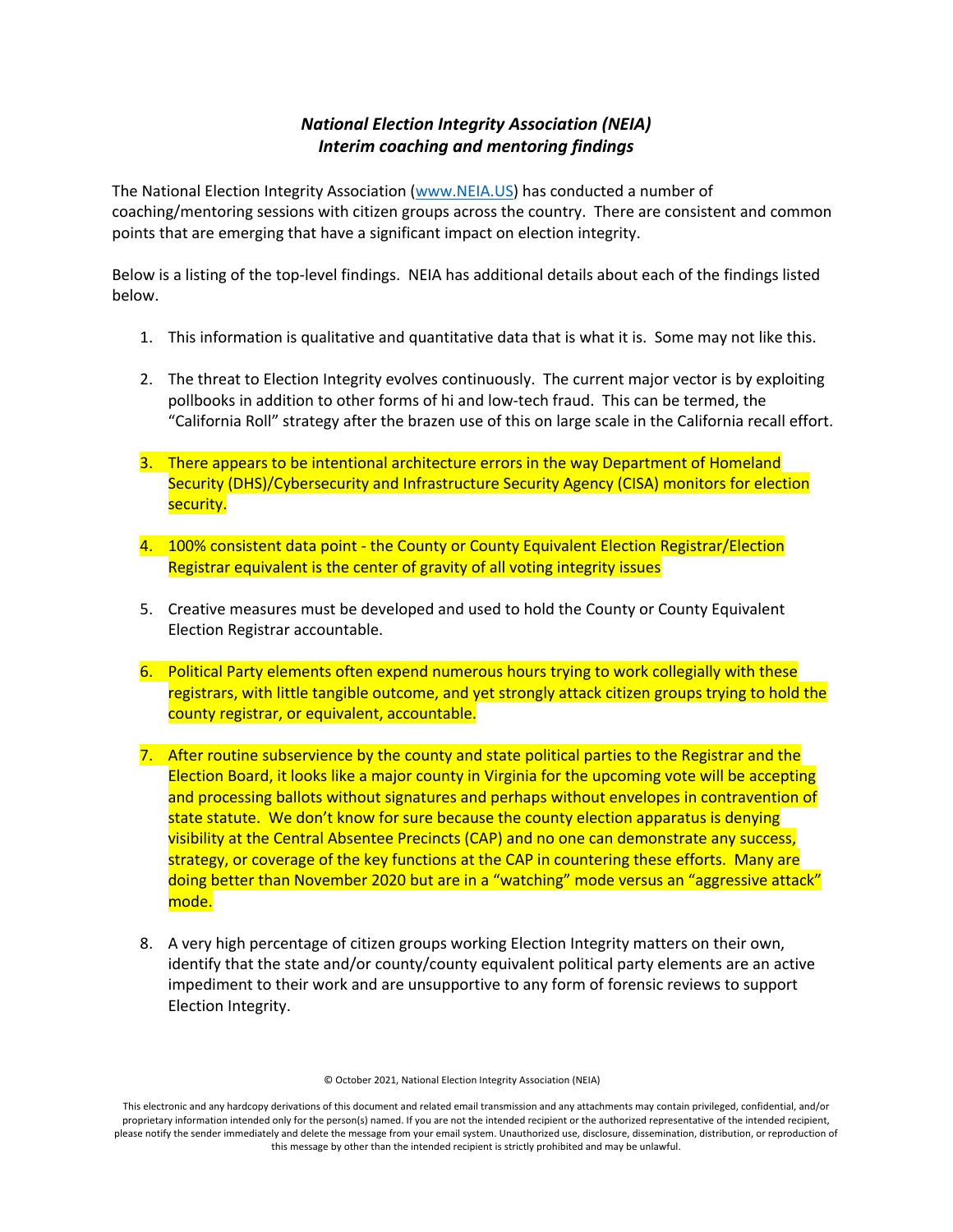# *National Election Integrity Association (NEIA)*
## *Interim coaching and mentoring findings*

The National Election Integrity Association ([www.NEIA.US](http://www.NEIA.US)) has conducted a number of coaching/mentoring sessions with citizen groups across the country. There are consistent and common points that are emerging that have a significant impact on election integrity.

Below is a listing of the top-level findings. NEIA has additional details about each of the findings listed below.

1. This information is qualitative and quantitative data that is what it is. Some may not like this.

2. The threat to Election Integrity evolves continuously. The current major vector is by exploiting pollbooks in addition to other forms of hi and low-tech fraud. This can be termed, the "California Roll" strategy after the brazen use of this on large scale in the California recall effort.

3. There appears to be intentional architecture errors in the way Department of Homeland Security (DHS)/Cybersecurity and Infrastructure Security Agency (CISA) monitors for election security.

4. 100% consistent data point - the County or County Equivalent Election Registrar/Election Registrar equivalent is the center of gravity of all voting integrity issues

5. Creative measures must be developed and used to hold the County or County Equivalent Election Registrar accountable.

6. Political Party elements often expend numerous hours trying to work collegially with these registrars, with little tangible outcome, and yet strongly attack citizen groups trying to hold the county registrar, or equivalent, accountable.

7. After routine subservience by the county and state political parties to the Registrar and the Election Board, it looks like a major county in Virginia for the upcoming vote will be accepting and processing ballots without signatures and perhaps without envelopes in contravention of state statute. We don't know for sure because the county election apparatus is denying visibility at the Central Absentee Precincts (CAP) and no one can demonstrate any success, strategy, or coverage of the key functions at the CAP in countering these efforts. Many are doing better than November 2020 but are in a "watching" mode versus an "aggressive attack" mode.

8. A very high percentage of citizen groups working Election Integrity matters on their own, identify that the state and/or county/county equivalent political party elements are an active impediment to their work and are unsupportive to any form of forensic reviews to support Election Integrity.

© October 2021, National Election Integrity Association (NEIA)

This electronic and any hardcopy derivations of this document and related email transmission and any attachments may contain privileged, confidential, and/or proprietary information intended only for the person(s) named. If you are not the intended recipient or the authorized representative of the intended recipient, please notify the sender immediately and delete the message from your email system. Unauthorized use, disclosure, dissemination, distribution, or reproduction of this message by other than the intended recipient is strictly prohibited and may be unlawful.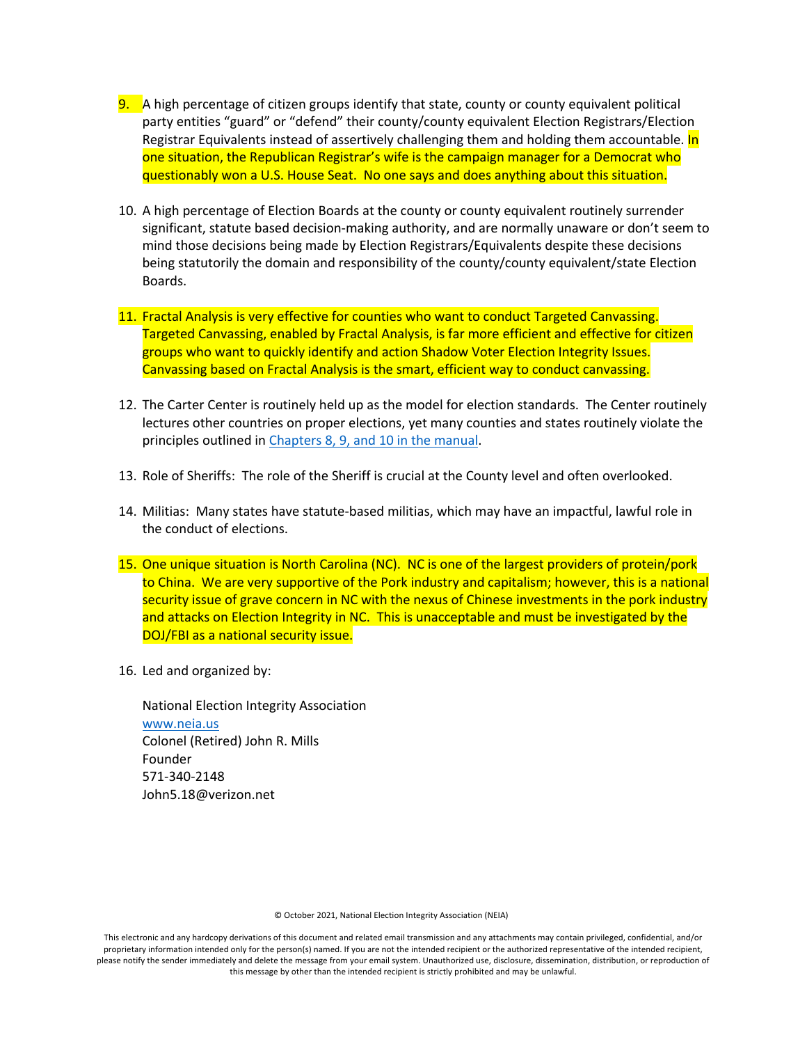9. A high percentage of citizen groups identify that state, county or county equivalent political party entities “guard” or “defend” their county/county equivalent Election Registrars/Election Registrar Equivalents instead of assertively challenging them and holding them accountable. In one situation, the Republican Registrar’s wife is the campaign manager for a Democrat who questionably won a U.S. House Seat. No one says and does anything about this situation.

10. A high percentage of Election Boards at the county or county equivalent routinely surrender significant, statute based decision-making authority, and are normally unaware or don’t seem to mind those decisions being made by Election Registrars/Equivalents despite these decisions being statutorily the domain and responsibility of the county/county equivalent/state Election Boards.

11. Fractal Analysis is very effective for counties who want to conduct Targeted Canvassing. Targeted Canvassing, enabled by Fractal Analysis, is far more efficient and effective for citizen groups who want to quickly identify and action Shadow Voter Election Integrity Issues. Canvassing based on Fractal Analysis is the smart, efficient way to conduct canvassing.

12. The Carter Center is routinely held up as the model for election standards. The Center routinely lectures other countries on proper elections, yet many counties and states routinely violate the principles outlined in [Chapters 8, 9, and 10 in the manual](#).

13. Role of Sheriffs: The role of the Sheriff is crucial at the County level and often overlooked.

14. Militias: Many states have statute-based militias, which may have an impactful, lawful role in the conduct of elections.

15. One unique situation is North Carolina (NC). NC is one of the largest providers of protein/pork to China. We are very supportive of the Pork industry and capitalism; however, this is a national security issue of grave concern in NC with the nexus of Chinese investments in the pork industry and attacks on Election Integrity in NC. This is unacceptable and must be investigated by the DOJ/FBI as a national security issue.

16. Led and organized by:

    National Election Integrity Association
    www.neia.us
    Colonel (Retired) John R. Mills
    Founder
    571-340-2148
    John5.18@verizon.net

© October 2021, National Election Integrity Association (NEIA)

This electronic and any hardcopy derivations of this document and related email transmission and any attachments may contain privileged, confidential, and/or proprietary information intended only for the person(s) named. If you are not the intended recipient or the authorized representative of the intended recipient, please notify the sender immediately and delete the message from your email system. Unauthorized use, disclosure, dissemination, distribution, or reproduction of this message by other than the intended recipient is strictly prohibited and may be unlawful.